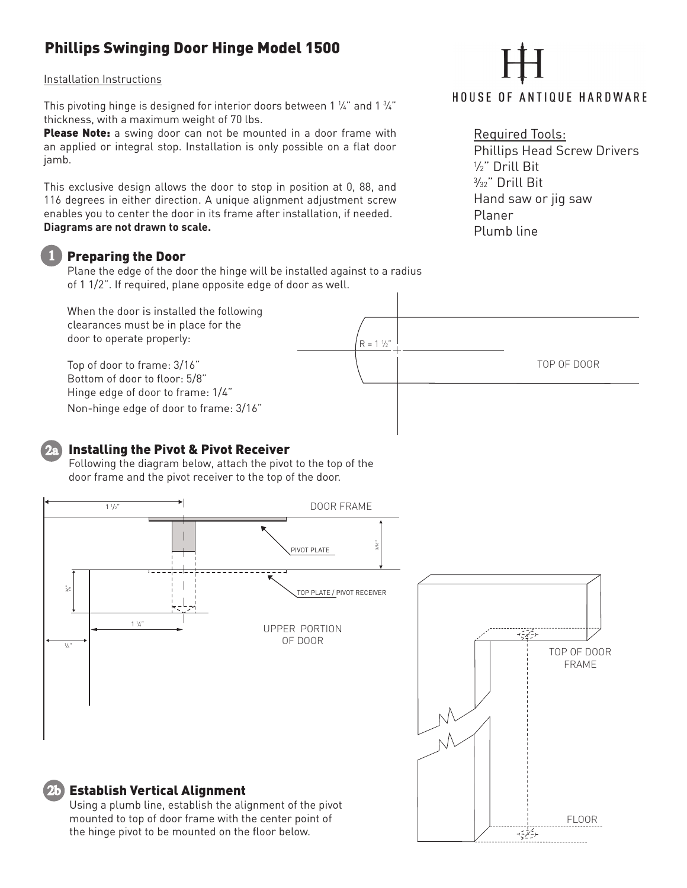# Phillips Swinging Door Hinge Model 1500

HOUSE OF ANTIQUE HARDWARE

Installation Instructions

This pivoting hinge is designed for interior doors between 1 ¼" and 1 ¾" thickness, with a maximum weight of 70 lbs.

**Please Note:** a swing door can not be mounted in a door frame with an applied or integral stop. Installation is only possible on a flat door jamb.

This exclusive design allows the door to stop in position at 0, 88, and 116 degrees in either direction. A unique alignment adjustment screw enables you to center the door in its frame after installation, if needed. **Diagrams are not drawn to scale.**

Required Tools:

- Phillips Head Screw Drivers
- ½" Drill Bit
- 3/32" Drill Bit
- Hand saw or jig saw
- Planer
- Plumb line

## 1 Preparing the Door

Plane the edge of the door the hinge will be installed against to a radius of 1 1/2". If required, plane opposite edge of door as well.

When the door is installed the following clearances must be in place for the door to operate properly:

Top of door to frame: 3/16"
Bottom of door to floor: 5/8"
Hinge edge of door to frame: 1/4"
Non-hinge edge of door to frame: 3/16"

R = 1 ½"

TOP OF DOOR

## 2a Installing the Pivot & Pivot Receiver

Following the diagram below, attach the pivot to the top of the door frame and the pivot receiver to the top of the door.

1 ½"

DOOR FRAME

PIVOT PLATE

3/16"

TOP PLATE / PIVOT RECEIVER

¾"

1 ¼"

UPPER PORTION OF DOOR

¼"

TOP OF DOOR FRAME

FLOOR

## 2b Establish Vertical Alignment

Using a plumb line, establish the alignment of the pivot mounted to top of door frame with the center point of the hinge pivot to be mounted on the floor below.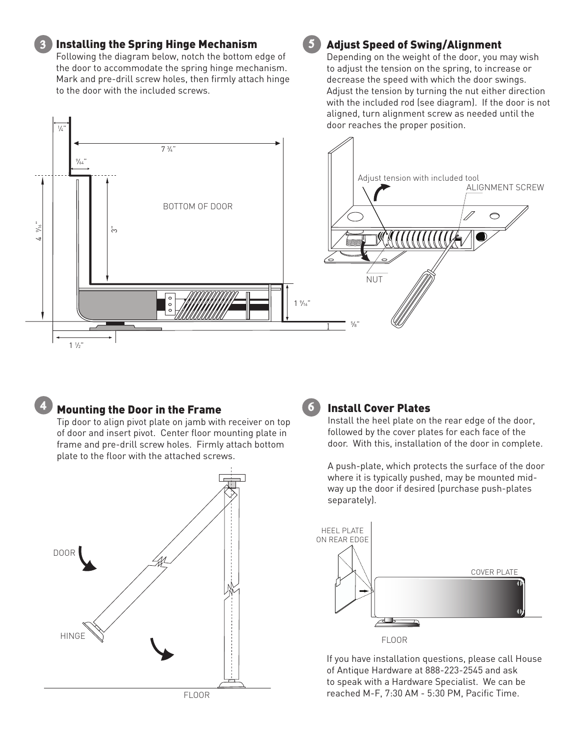## 3 Installing the Spring Hinge Mechanism

Following the diagram below, notch the bottom edge of the door to accommodate the spring hinge mechanism. Mark and pre-drill screw holes, then firmly attach hinge to the door with the included screws.

¼"

7 ¾"

9/64"

4 9/16"

3"

BOTTOM OF DOOR

1 9/16"

⅝"

1 ½"

## 4 Mounting the Door in the Frame

Tip door to align pivot plate on jamb with receiver on top of door and insert pivot. Center floor mounting plate in frame and pre-drill screw holes. Firmly attach bottom plate to the floor with the attached screws.

DOOR

HINGE

FLOOR

## 5 Adjust Speed of Swing/Alignment

Depending on the weight of the door, you may wish to adjust the tension on the spring, to increase or decrease the speed with which the door swings. Adjust the tension by turning the nut either direction with the included rod (see diagram). If the door is not aligned, turn alignment screw as needed until the door reaches the proper position.

Adjust tension with included tool

ALIGNMENT SCREW

NUT

## 6 Install Cover Plates

Install the heel plate on the rear edge of the door, followed by the cover plates for each face of the door. With this, installation of the door in complete.

A push-plate, which protects the surface of the door where it is typically pushed, may be mounted mid-way up the door if desired (purchase push-plates separately).

HEEL PLATE ON REAR EDGE

COVER PLATE

FLOOR

If you have installation questions, please call House of Antique Hardware at 888-223-2545 and ask to speak with a Hardware Specialist. We can be reached M-F, 7:30 AM - 5:30 PM, Pacific Time.